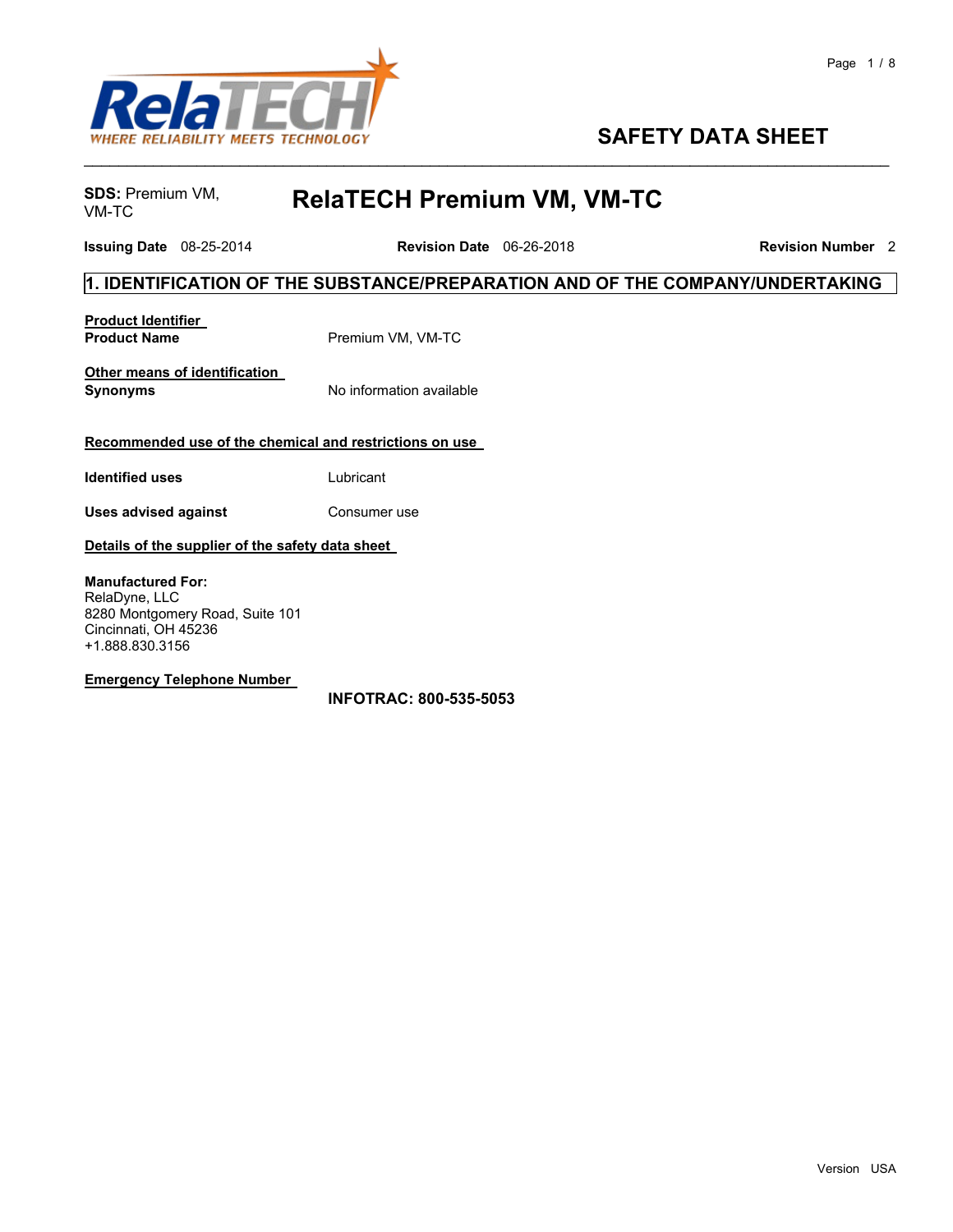# SAFETY DATA SHEET

**SDS:** Premium VM, VM-TC

## RelaTECH Premium VM, VM-TC

**Issuing Date** 08-25-2014 **Revision Date** 06-26-2018 **Revision Number** 2

## 1. IDENTIFICATION OF THE SUBSTANCE/PREPARATION AND OF THE COMPANY/UNDERTAKING

**Product Identifier**

**Product Name** Premium VM, VM-TC

**Other means of identification**

**Synonyms** No information available

**Recommended use of the chemical and restrictions on use**

**Identified uses** Lubricant

**Uses advised against** Consumer use

**Details of the supplier of the safety data sheet**

**Manufactured For:**
RelaDyne, LLC
8280 Montgomery Road, Suite 101
Cincinnati, OH 45236
+1.888.830.3156

**Emergency Telephone Number**

**INFOTRAC: 800-535-5053**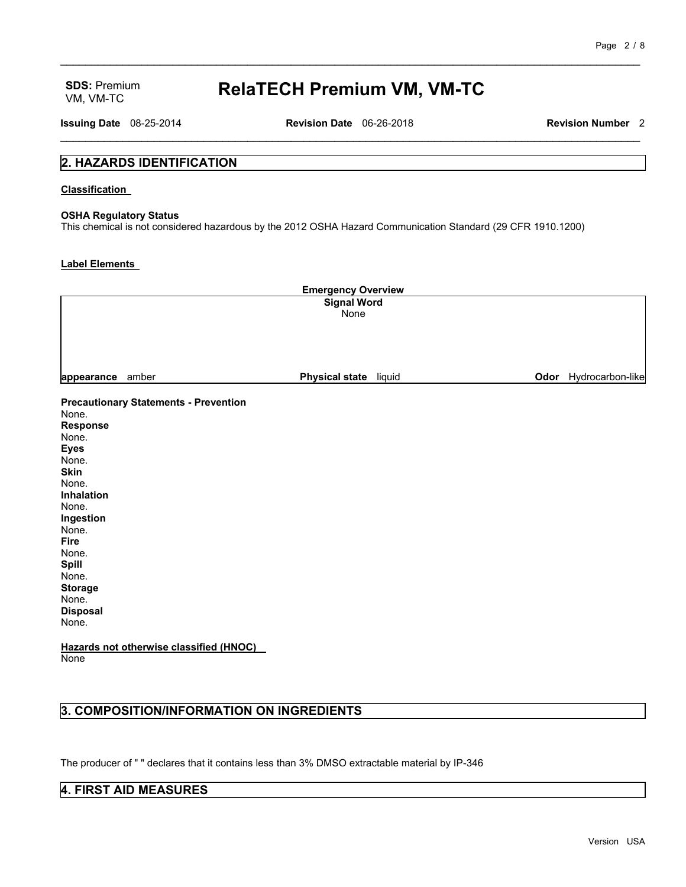## 2. HAZARDS IDENTIFICATION

**Classification**

**OSHA Regulatory Status**
This chemical is not considered hazardous by the 2012 OSHA Hazard Communication Standard (29 CFR 1910.1200)

**Label Elements**

| Emergency Overview | | |
|---|---|---|
| **Signal Word** None | | |
| **appearance** amber | **Physical state** liquid | **Odor** Hydrocarbon-like |

**Precautionary Statements - Prevention**
None.
**Response**
None.
**Eyes**
None.
**Skin**
None.
**Inhalation**
None.
**Ingestion**
None.
**Fire**
None.
**Spill**
None.
**Storage**
None.
**Disposal**
None.

**Hazards not otherwise classified (HNOC)**
None

## 3. COMPOSITION/INFORMATION ON INGREDIENTS

The producer of " " declares that it contains less than 3% DMSO extractable material by IP-346

## 4. FIRST AID MEASURES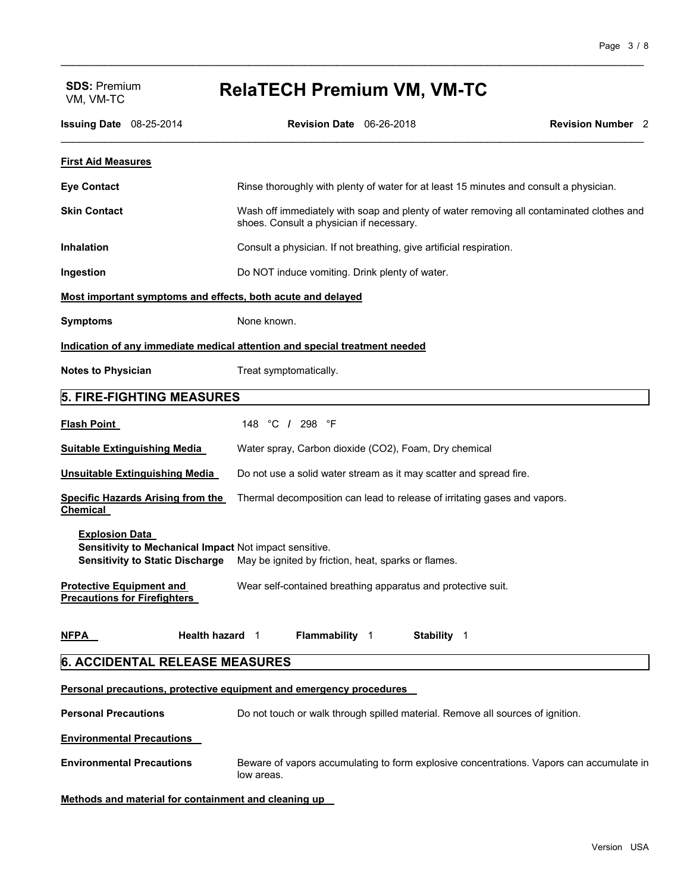**First Aid Measures**

**Eye Contact** — Rinse thoroughly with plenty of water for at least 15 minutes and consult a physician.

**Skin Contact** — Wash off immediately with soap and plenty of water removing all contaminated clothes and shoes. Consult a physician if necessary.

**Inhalation** — Consult a physician. If not breathing, give artificial respiration.

**Ingestion** — Do NOT induce vomiting. Drink plenty of water.

**Most important symptoms and effects, both acute and delayed**

**Symptoms** — None known.

**Indication of any immediate medical attention and special treatment needed**

**Notes to Physician** — Treat symptomatically.

## 5. FIRE-FIGHTING MEASURES

**Flash Point** — 148 °C / 298 °F

**Suitable Extinguishing Media** — Water spray, Carbon dioxide ($CO_2$), Foam, Dry chemical

**Unsuitable Extinguishing Media** — Do not use a solid water stream as it may scatter and spread fire.

**Specific Hazards Arising from the Chemical** — Thermal decomposition can lead to release of irritating gases and vapors.

**Explosion Data**

**Sensitivity to Mechanical Impact** Not impact sensitive.

**Sensitivity to Static Discharge** May be ignited by friction, heat, sparks or flames.

**Protective Equipment and Precautions for Firefighters** — Wear self-contained breathing apparatus and protective suit.

**NFPA** — **Health hazard** 1 — **Flammability** 1 — **Stability** 1

## 6. ACCIDENTAL RELEASE MEASURES

**Personal precautions, protective equipment and emergency procedures**

**Personal Precautions** — Do not touch or walk through spilled material. Remove all sources of ignition.

**Environmental Precautions**

**Environmental Precautions** — Beware of vapors accumulating to form explosive concentrations. Vapors can accumulate in low areas.

**Methods and material for containment and cleaning up**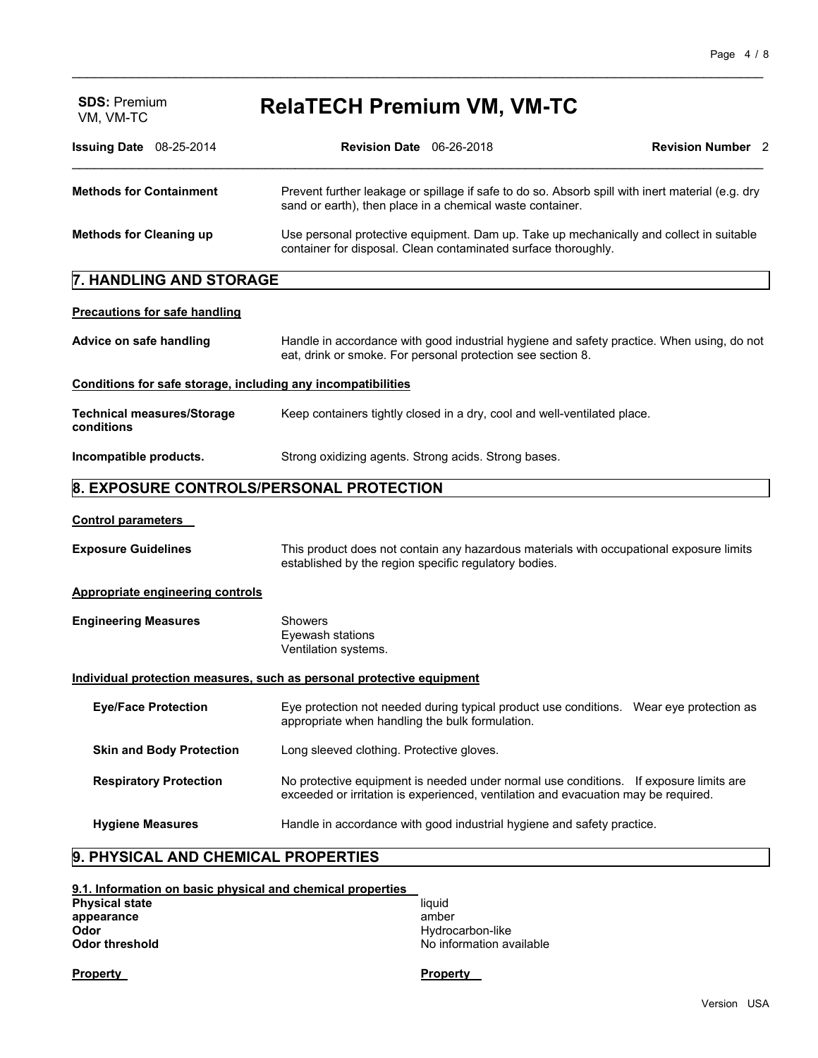**SDS:** Premium VM, VM-TC

# RelaTECH Premium VM, VM-TC

**Issuing Date** 08-25-2014 **Revision Date** 06-26-2018 **Revision Number** 2

**Methods for Containment** Prevent further leakage or spillage if safe to do so. Absorb spill with inert material (e.g. dry sand or earth), then place in a chemical waste container.

**Methods for Cleaning up** Use personal protective equipment. Dam up. Take up mechanically and collect in suitable container for disposal. Clean contaminated surface thoroughly.

## 7. HANDLING AND STORAGE

**Precautions for safe handling**

**Advice on safe handling** Handle in accordance with good industrial hygiene and safety practice. When using, do not eat, drink or smoke. For personal protection see section 8.

**Conditions for safe storage, including any incompatibilities**

**Technical measures/Storage conditions** Keep containers tightly closed in a dry, cool and well-ventilated place.

**Incompatible products.** Strong oxidizing agents. Strong acids. Strong bases.

## 8. EXPOSURE CONTROLS/PERSONAL PROTECTION

**Control parameters**

**Exposure Guidelines** This product does not contain any hazardous materials with occupational exposure limits established by the region specific regulatory bodies.

**Appropriate engineering controls**

**Engineering Measures**
Showers
Eyewash stations
Ventilation systems.

**Individual protection measures, such as personal protective equipment**

**Eye/Face Protection** Eye protection not needed during typical product use conditions. Wear eye protection as appropriate when handling the bulk formulation.

**Skin and Body Protection** Long sleeved clothing. Protective gloves.

**Respiratory Protection** No protective equipment is needed under normal use conditions. If exposure limits are exceeded or irritation is experienced, ventilation and evacuation may be required.

**Hygiene Measures** Handle in accordance with good industrial hygiene and safety practice.

## 9. PHYSICAL AND CHEMICAL PROPERTIES

**9.1. Information on basic physical and chemical properties**

| | |
|---|---|
| **Physical state** | liquid |
| **appearance** | amber |
| **Odor** | Hydrocarbon-like |
| **Odor threshold** | No information available |

**Property** **Property**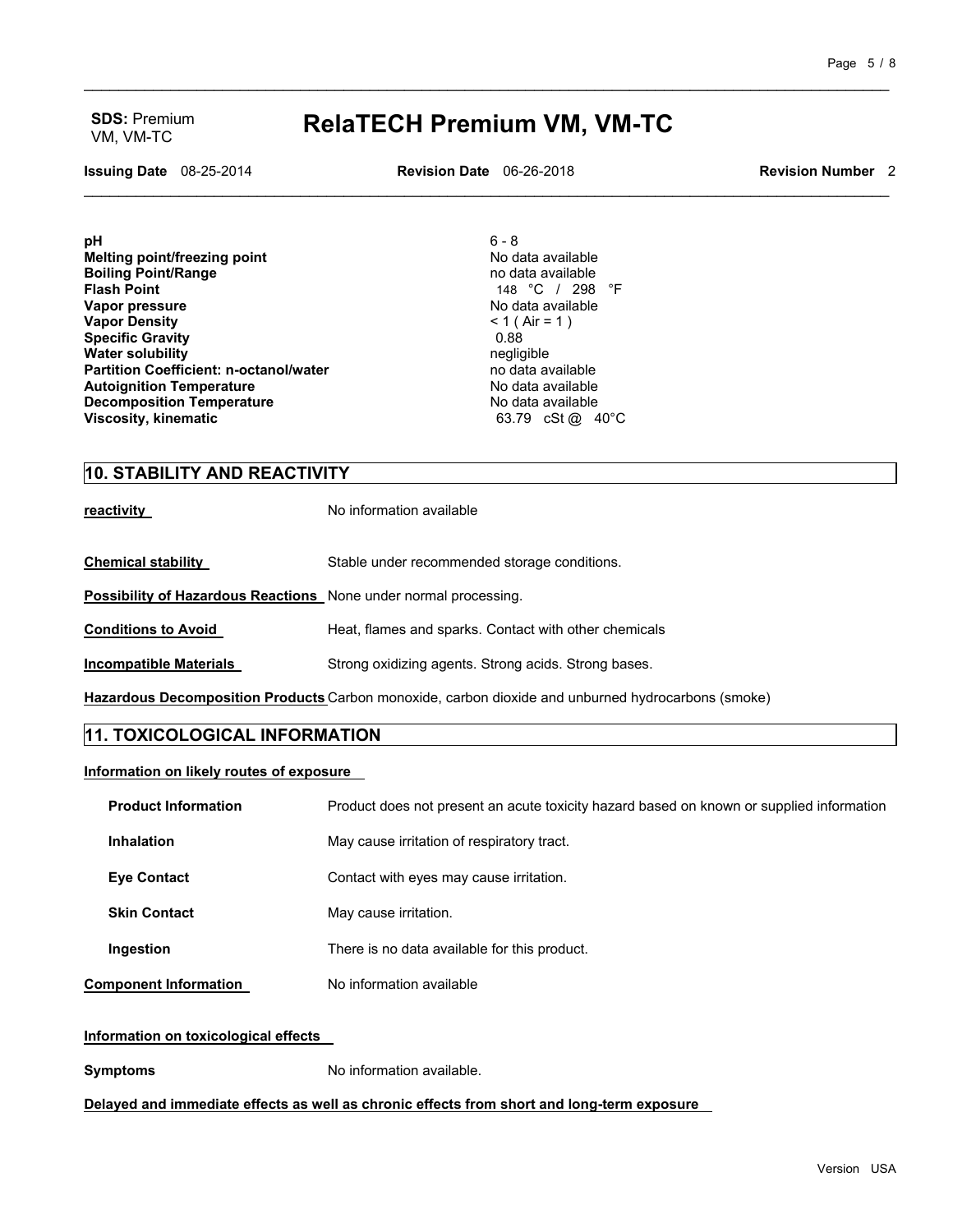| | |
|---|---|
| **pH** | 6 - 8 |
| **Melting point/freezing point** | No data available |
| **Boiling Point/Range** | no data available |
| **Flash Point** | 148 °C / 298 °F |
| **Vapor pressure** | No data available |
| **Vapor Density** | < 1 ( Air = 1 ) |
| **Specific Gravity** | 0.88 |
| **Water solubility** | negligible |
| **Partition Coefficient: n-octanol/water** | no data available |
| **Autoignition Temperature** | No data available |
| **Decomposition Temperature** | No data available |
| **Viscosity, kinematic** | 63.79 cSt @ 40°C |

## 10. STABILITY AND REACTIVITY

**reactivity** No information available

**Chemical stability** Stable under recommended storage conditions.

**Possibility of Hazardous Reactions** None under normal processing.

**Conditions to Avoid** Heat, flames and sparks. Contact with other chemicals

**Incompatible Materials** Strong oxidizing agents. Strong acids. Strong bases.

**Hazardous Decomposition Products** Carbon monoxide, carbon dioxide and unburned hydrocarbons (smoke)

## 11. TOXICOLOGICAL INFORMATION

**Information on likely routes of exposure**

**Product Information** Product does not present an acute toxicity hazard based on known or supplied information

**Inhalation** May cause irritation of respiratory tract.

**Eye Contact** Contact with eyes may cause irritation.

**Skin Contact** May cause irritation.

**Ingestion** There is no data available for this product.

**Component Information** No information available

**Information on toxicological effects**

**Symptoms** No information available.

**Delayed and immediate effects as well as chronic effects from short and long-term exposure**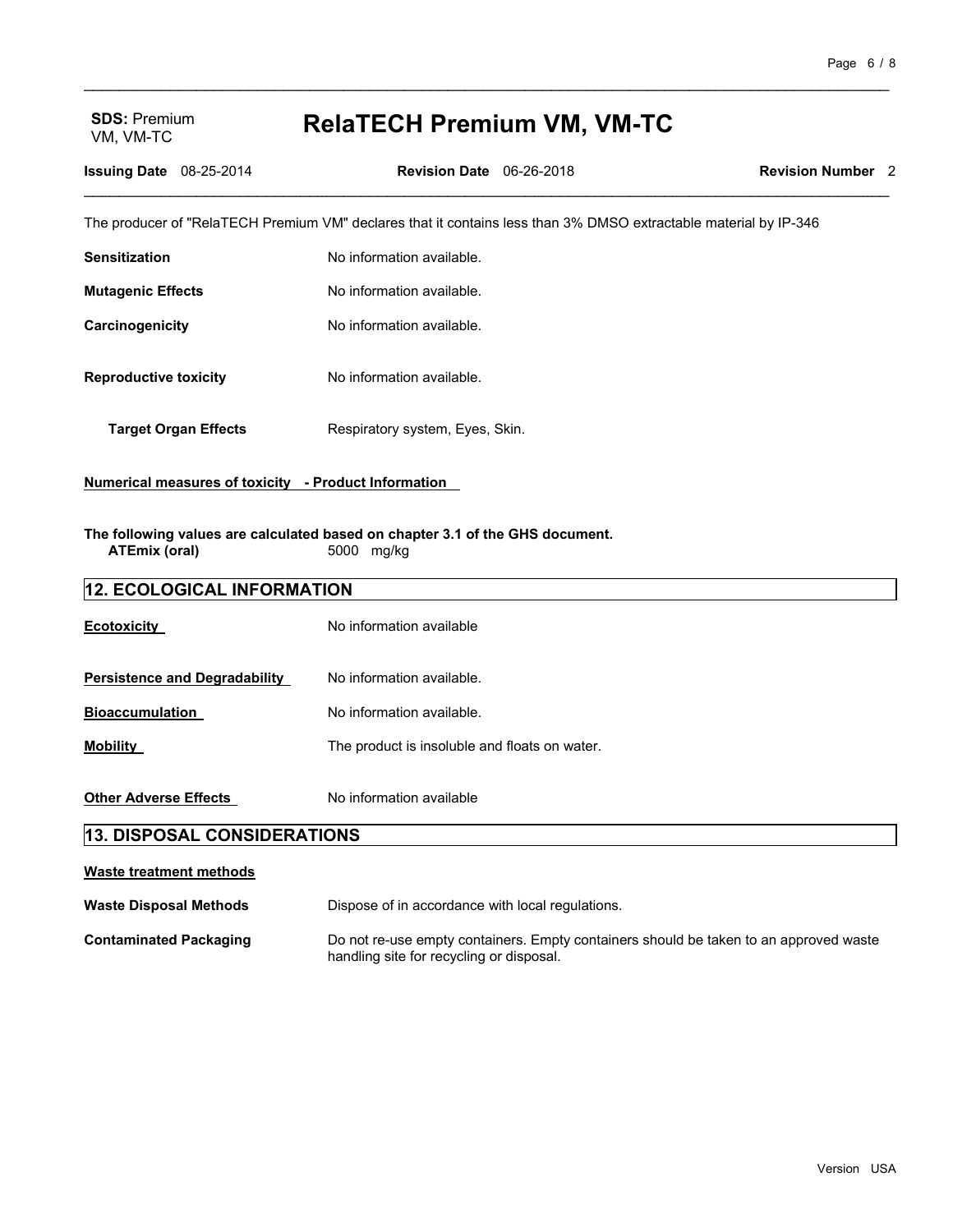The producer of "RelaTECH Premium VM" declares that it contains less than 3% DMSO extractable material by IP-346

**Sensitization** No information available.

**Mutagenic Effects** No information available.

**Carcinogenicity** No information available.

**Reproductive toxicity** No information available.

**Target Organ Effects** Respiratory system, Eyes, Skin.

**Numerical measures of toxicity - Product Information**

**The following values are calculated based on chapter 3.1 of the GHS document.**

**ATEmix (oral)** 5000 mg/kg

## 12. ECOLOGICAL INFORMATION

**Ecotoxicity** No information available

**Persistence and Degradability** No information available.

**Bioaccumulation** No information available.

**Mobility** The product is insoluble and floats on water.

**Other Adverse Effects** No information available

## 13. DISPOSAL CONSIDERATIONS

**Waste treatment methods**

**Waste Disposal Methods** Dispose of in accordance with local regulations.

**Contaminated Packaging** Do not re-use empty containers. Empty containers should be taken to an approved waste handling site for recycling or disposal.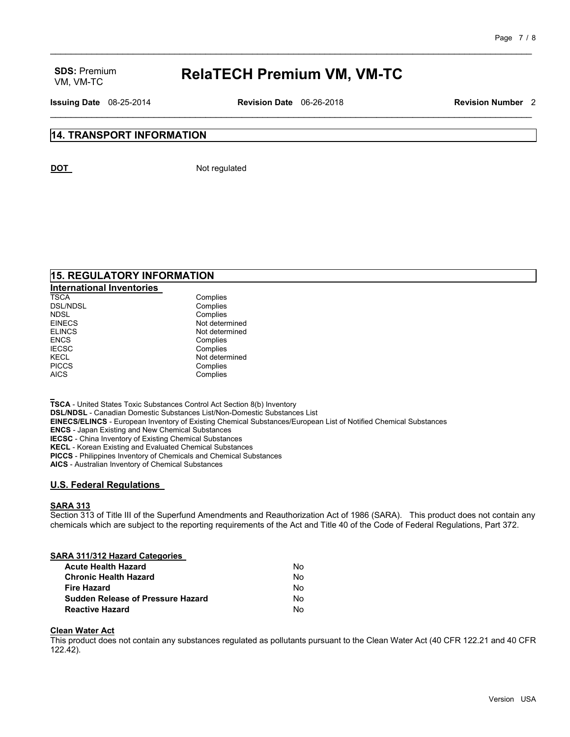## 14. TRANSPORT INFORMATION

**DOT** Not regulated

## 15. REGULATORY INFORMATION

### International Inventories

| | |
|---|---|
| TSCA | Complies |
| DSL/NDSL | Complies |
| NDSL | Complies |
| EINECS | Not determined |
| ELINCS | Not determined |
| ENCS | Complies |
| IECSC | Complies |
| KECL | Not determined |
| PICCS | Complies |
| AICS | Complies |

**TSCA** - United States Toxic Substances Control Act Section 8(b) Inventory
**DSL/NDSL** - Canadian Domestic Substances List/Non-Domestic Substances List
**EINECS/ELINCS** - European Inventory of Existing Chemical Substances/European List of Notified Chemical Substances
**ENCS** - Japan Existing and New Chemical Substances
**IECSC** - China Inventory of Existing Chemical Substances
**KECL** - Korean Existing and Evaluated Chemical Substances
**PICCS** - Philippines Inventory of Chemicals and Chemical Substances
**AICS** - Australian Inventory of Chemical Substances

### U.S. Federal Regulations

**SARA 313**

Section 313 of Title III of the Superfund Amendments and Reauthorization Act of 1986 (SARA). This product does not contain any chemicals which are subject to the reporting requirements of the Act and Title 40 of the Code of Federal Regulations, Part 372.

**SARA 311/312 Hazard Categories**

| | |
|---|---|
| **Acute Health Hazard** | No |
| **Chronic Health Hazard** | No |
| **Fire Hazard** | No |
| **Sudden Release of Pressure Hazard** | No |
| **Reactive Hazard** | No |

**Clean Water Act**

This product does not contain any substances regulated as pollutants pursuant to the Clean Water Act (40 CFR 122.21 and 40 CFR 122.42).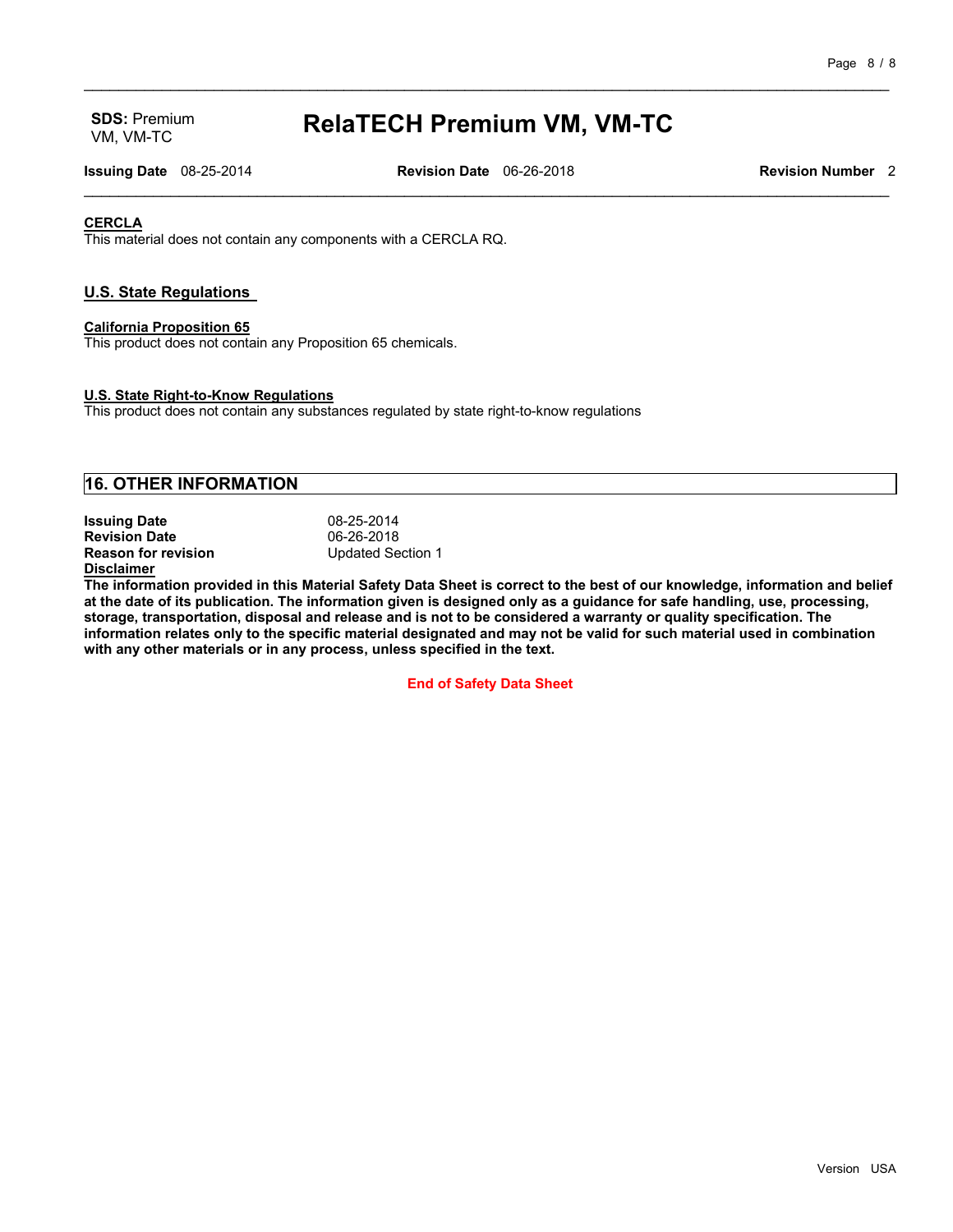#### CERCLA
This material does not contain any components with a CERCLA RQ.

### U.S. State Regulations

#### California Proposition 65
This product does not contain any Proposition 65 chemicals.

#### U.S. State Right-to-Know Regulations
This product does not contain any substances regulated by state right-to-know regulations

## 16. OTHER INFORMATION

| | |
|---|---|
| **Issuing Date** | 08-25-2014 |
| **Revision Date** | 06-26-2018 |
| **Reason for revision** | Updated Section 1 |

**Disclaimer**

**The information provided in this Material Safety Data Sheet is correct to the best of our knowledge, information and belief at the date of its publication. The information given is designed only as a guidance for safe handling, use, processing, storage, transportation, disposal and release and is not to be considered a warranty or quality specification. The information relates only to the specific material designated and may not be valid for such material used in combination with any other materials or in any process, unless specified in the text.**

**End of Safety Data Sheet**